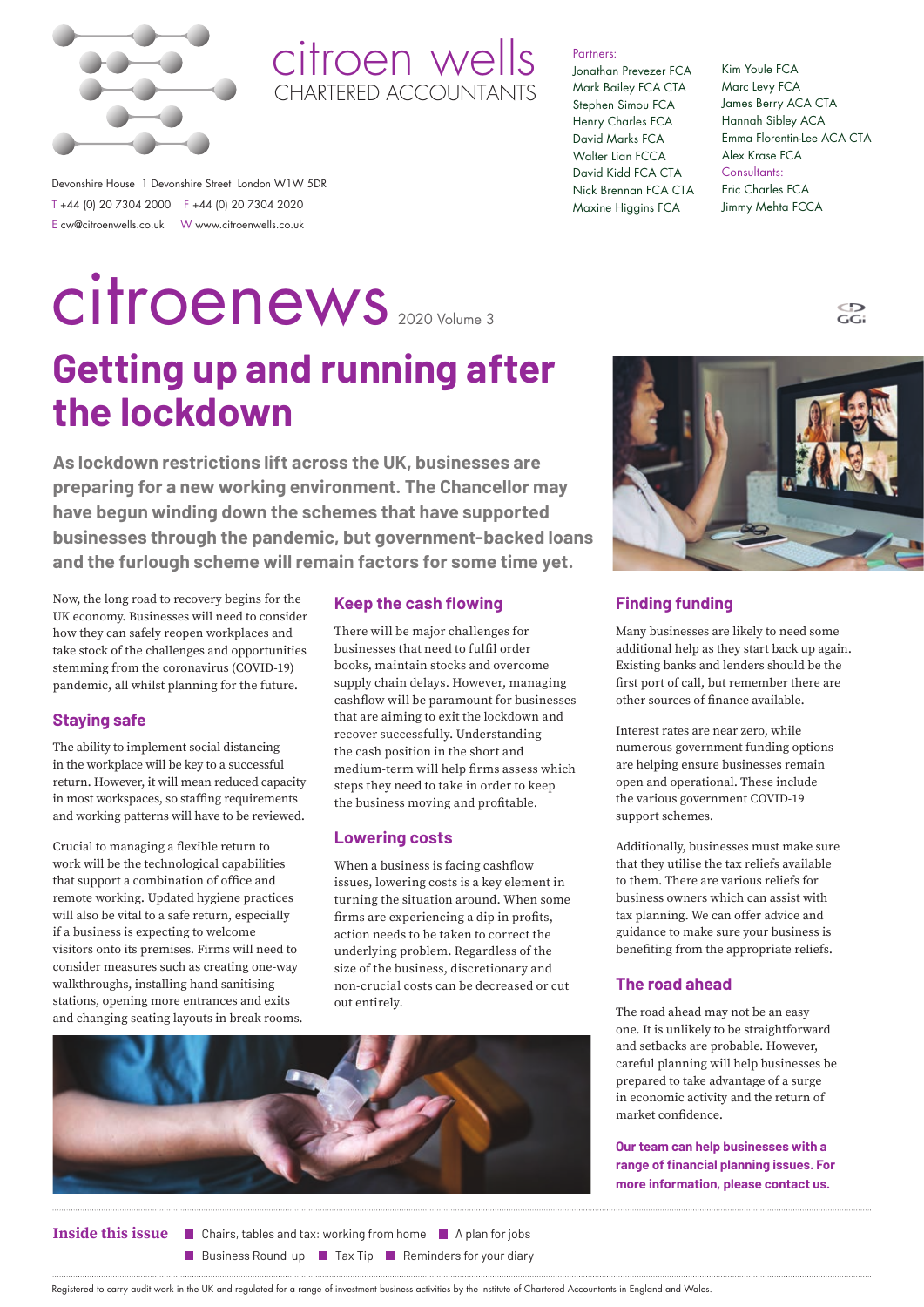citroen wells
CHARTERED ACCOUNTANTS

Devonshire House 1 Devonshire Street London W1W 5DR
T +44 (0) 20 7304 2000 F +44 (0) 20 7304 2020
E cw@citroenwells.co.uk W www.citroenwells.co.uk

Partners:
Jonathan Prevezer FCA
Mark Bailey FCA CTA
Stephen Simou FCA
Henry Charles FCA
David Marks FCA
Walter Lian FCCA
David Kidd FCA CTA
Nick Brennan FCA CTA
Maxine Higgins FCA
Kim Youle FCA
Marc Levy FCA
James Berry ACA CTA
Hannah Sibley ACA
Emma Florentin-Lee ACA CTA
Alex Krase FCA

Consultants:
Eric Charles FCA
Jimmy Mehta FCCA

# citroenews 2020 Volume 3

## Getting up and running after the lockdown

**As lockdown restrictions lift across the UK, businesses are preparing for a new working environment. The Chancellor may have begun winding down the schemes that have supported businesses through the pandemic, but government-backed loans and the furlough scheme will remain factors for some time yet.**

Now, the long road to recovery begins for the UK economy. Businesses will need to consider how they can safely reopen workplaces and take stock of the challenges and opportunities stemming from the coronavirus (COVID-19) pandemic, all whilst planning for the future.

### Staying safe

The ability to implement social distancing in the workplace will be key to a successful return. However, it will mean reduced capacity in most workspaces, so staffing requirements and working patterns will have to be reviewed.

Crucial to managing a flexible return to work will be the technological capabilities that support a combination of office and remote working. Updated hygiene practices will also be vital to a safe return, especially if a business is expecting to welcome visitors onto its premises. Firms will need to consider measures such as creating one-way walkthroughs, installing hand sanitising stations, opening more entrances and exits and changing seating layouts in break rooms.

### Keep the cash flowing

There will be major challenges for businesses that need to fulfil order books, maintain stocks and overcome supply chain delays. However, managing cashflow will be paramount for businesses that are aiming to exit the lockdown and recover successfully. Understanding the cash position in the short and medium-term will help firms assess which steps they need to take in order to keep the business moving and profitable.

### Lowering costs

When a business is facing cashflow issues, lowering costs is a key element in turning the situation around. When some firms are experiencing a dip in profits, action needs to be taken to correct the underlying problem. Regardless of the size of the business, discretionary and non-crucial costs can be decreased or cut out entirely.

### Finding funding

Many businesses are likely to need some additional help as they start back up again. Existing banks and lenders should be the first port of call, but remember there are other sources of finance available.

Interest rates are near zero, while numerous government funding options are helping ensure businesses remain open and operational. These include the various government COVID-19 support schemes.

Additionally, businesses must make sure that they utilise the tax reliefs available to them. There are various reliefs for business owners which can assist with tax planning. We can offer advice and guidance to make sure your business is benefiting from the appropriate reliefs.

### The road ahead

The road ahead may not be an easy one. It is unlikely to be straightforward and setbacks are probable. However, careful planning will help businesses be prepared to take advantage of a surge in economic activity and the return of market confidence.

**Our team can help businesses with a range of financial planning issues. For more information, please contact us.**

**Inside this issue**

- Chairs, tables and tax: working from home
- A plan for jobs
- Business Round-up
- Tax Tip
- Reminders for your diary

Registered to carry audit work in the UK and regulated for a range of investment business activities by the Institute of Chartered Accountants in England and Wales.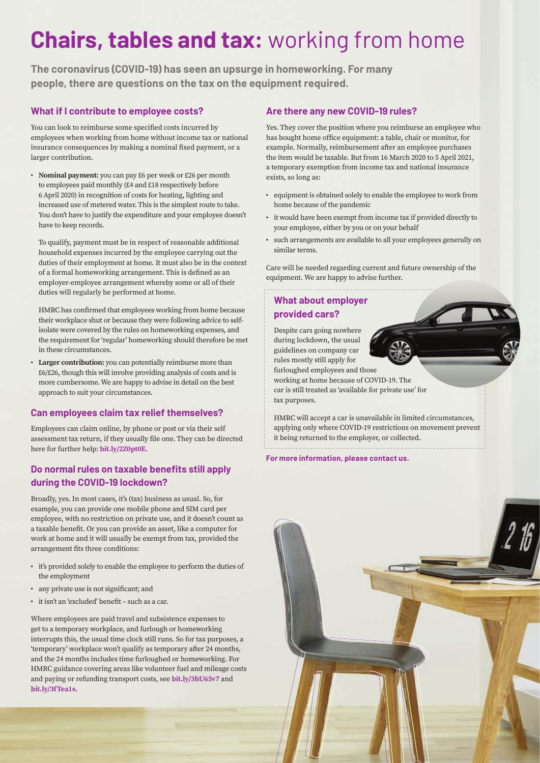# **Chairs, tables and tax:** working from home

**The coronavirus (COVID-19) has seen an upsurge in homeworking. For many people, there are questions on the tax on the equipment required.**

## What if I contribute to employee costs?

You can look to reimburse some specified costs incurred by employees when working from home without income tax or national insurance consequences by making a nominal fixed payment, or a larger contribution.

- **Nominal payment:** you can pay £6 per week or £26 per month to employees paid monthly (£4 and £18 respectively before 6 April 2020) in recognition of costs for heating, lighting and increased use of metered water. This is the simplest route to take. You don't have to justify the expenditure and your employee doesn't have to keep records.

  To qualify, payment must be in respect of reasonable additional household expenses incurred by the employee carrying out the duties of their employment at home. It must also be in the context of a formal homeworking arrangement. This is defined as an employer-employee arrangement whereby some or all of their duties will regularly be performed at home.

  HMRC has confirmed that employees working from home because their workplace shut or because they were following advice to self-isolate were covered by the rules on homeworking expenses, and the requirement for 'regular' homeworking should therefore be met in these circumstances.

- **Larger contribution:** you can potentially reimburse more than £6/£26, though this will involve providing analysis of costs and is more cumbersome. We are happy to advise in detail on the best approach to suit your circumstances.

## Can employees claim tax relief themselves?

Employees can claim online, by phone or post or via their self assessment tax return, if they usually file one. They can be directed here for further help: **bit.ly/2Z0pt0E**.

## Do normal rules on taxable benefits still apply during the COVID-19 lockdown?

Broadly, yes. In most cases, it's (tax) business as usual. So, for example, you can provide one mobile phone and SIM card per employee, with no restriction on private use, and it doesn't count as a taxable benefit. Or you can provide an asset, like a computer for work at home and it will usually be exempt from tax, provided the arrangement fits three conditions:

- it's provided solely to enable the employee to perform the duties of the employment
- any private use is not significant; and
- it isn't an 'excluded' benefit – such as a car.

Where employees are paid travel and subsistence expenses to get to a temporary workplace, and furlough or homeworking interrupts this, the usual time clock still runs. So for tax purposes, a 'temporary' workplace won't qualify as temporary after 24 months, and the 24 months includes time furloughed or homeworking. For HMRC guidance covering areas like volunteer fuel and mileage costs and paying or refunding transport costs, see **bit.ly/3hU65v7** and **bit.ly/3fTea1s**.

## Are there any new COVID-19 rules?

Yes. They cover the position where you reimburse an employee who has bought home office equipment: a table, chair or monitor, for example. Normally, reimbursement after an employee purchases the item would be taxable. But from 16 March 2020 to 5 April 2021, a temporary exemption from income tax and national insurance exists, so long as:

- equipment is obtained solely to enable the employee to work from home because of the pandemic
- it would have been exempt from income tax if provided directly to your employee, either by you or on your behalf
- such arrangements are available to all your employees generally on similar terms.

Care will be needed regarding current and future ownership of the equipment. We are happy to advise further.

## What about employer provided cars?

Despite cars going nowhere during lockdown, the usual guidelines on company car rules mostly still apply for furloughed employees and those working at home because of COVID-19. The car is still treated as 'available for private use' for tax purposes.

HMRC will accept a car is unavailable in limited circumstances, applying only where COVID-19 restrictions on movement prevent it being returned to the employer, or collected.

**For more information, please contact us.**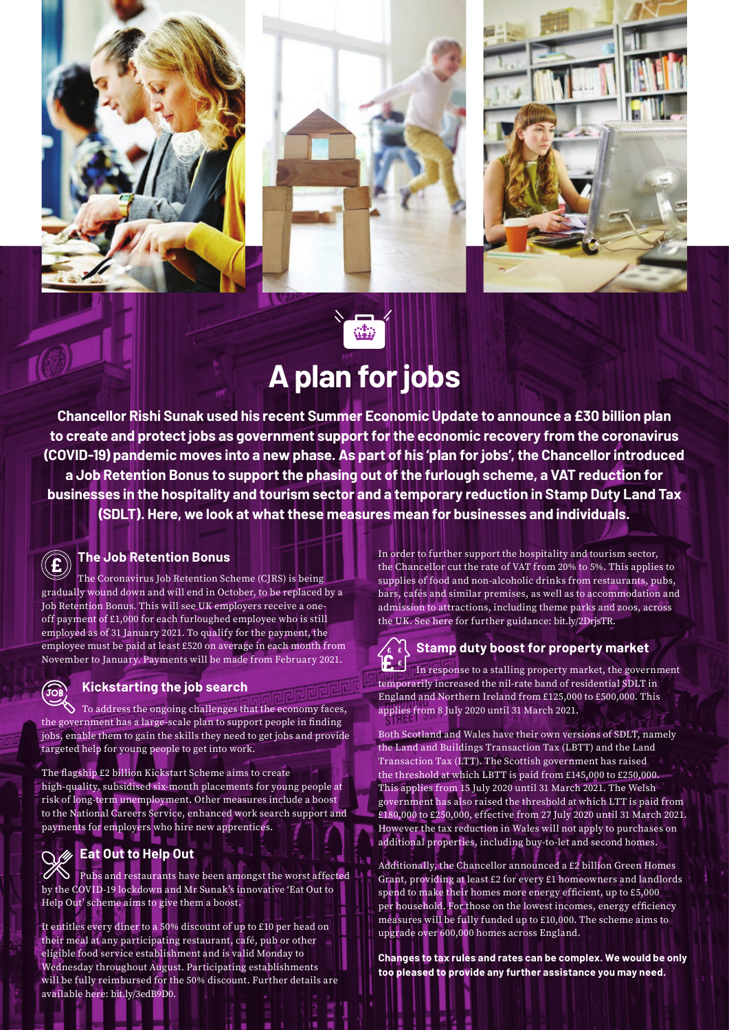# A plan for jobs

**Chancellor Rishi Sunak used his recent Summer Economic Update to announce a £30 billion plan to create and protect jobs as government support for the economic recovery from the coronavirus (COVID-19) pandemic moves into a new phase. As part of his 'plan for jobs', the Chancellor introduced a Job Retention Bonus to support the phasing out of the furlough scheme, a VAT reduction for businesses in the hospitality and tourism sector and a temporary reduction in Stamp Duty Land Tax (SDLT). Here, we look at what these measures mean for businesses and individuals.**

## The Job Retention Bonus

The Coronavirus Job Retention Scheme (CJRS) is being gradually wound down and will end in October, to be replaced by a Job Retention Bonus. This will see UK employers receive a one-off payment of £1,000 for each furloughed employee who is still employed as of 31 January 2021. To qualify for the payment, the employee must be paid at least £520 on average in each month from November to January. Payments will be made from February 2021.

## Kickstarting the job search

To address the ongoing challenges that the economy faces, the government has a large-scale plan to support people in finding jobs, enable them to gain the skills they need to get jobs and provide targeted help for young people to get into work.

The flagship £2 billion Kickstart Scheme aims to create high-quality, subsidised six-month placements for young people at risk of long-term unemployment. Other measures include a boost to the National Careers Service, enhanced work search support and payments for employers who hire new apprentices.

## Eat Out to Help Out

Pubs and restaurants have been amongst the worst affected by the COVID-19 lockdown and Mr Sunak's innovative 'Eat Out to Help Out' scheme aims to give them a boost.

It entitles every diner to a 50% discount of up to £10 per head on their meal at any participating restaurant, café, pub or other eligible food service establishment and is valid Monday to Wednesday throughout August. Participating establishments will be fully reimbursed for the 50% discount. Further details are available here: bit.ly/3edB9D0.

In order to further support the hospitality and tourism sector, the Chancellor cut the rate of VAT from 20% to 5%. This applies to supplies of food and non-alcoholic drinks from restaurants, pubs, bars, cafés and similar premises, as well as to accommodation and admission to attractions, including theme parks and zoos, across the UK. See here for further guidance: bit.ly/2DrjsTR.

## Stamp duty boost for property market

In response to a stalling property market, the government temporarily increased the nil-rate band of residential SDLT in England and Northern Ireland from £125,000 to £500,000. This applies from 8 July 2020 until 31 March 2021.

Both Scotland and Wales have their own versions of SDLT, namely the Land and Buildings Transaction Tax (LBTT) and the Land Transaction Tax (LTT). The Scottish government has raised the threshold at which LBTT is paid from £145,000 to £250,000. This applies from 15 July 2020 until 31 March 2021. The Welsh government has also raised the threshold at which LTT is paid from £180,000 to £250,000, effective from 27 July 2020 until 31 March 2021. However the tax reduction in Wales will not apply to purchases on additional properties, including buy-to-let and second homes.

Additionally, the Chancellor announced a £2 billion Green Homes Grant, providing at least £2 for every £1 homeowners and landlords spend to make their homes more energy efficient, up to £5,000 per household. For those on the lowest incomes, energy efficiency measures will be fully funded up to £10,000. The scheme aims to upgrade over 600,000 homes across England.

**Changes to tax rules and rates can be complex. We would be only too pleased to provide any further assistance you may need.**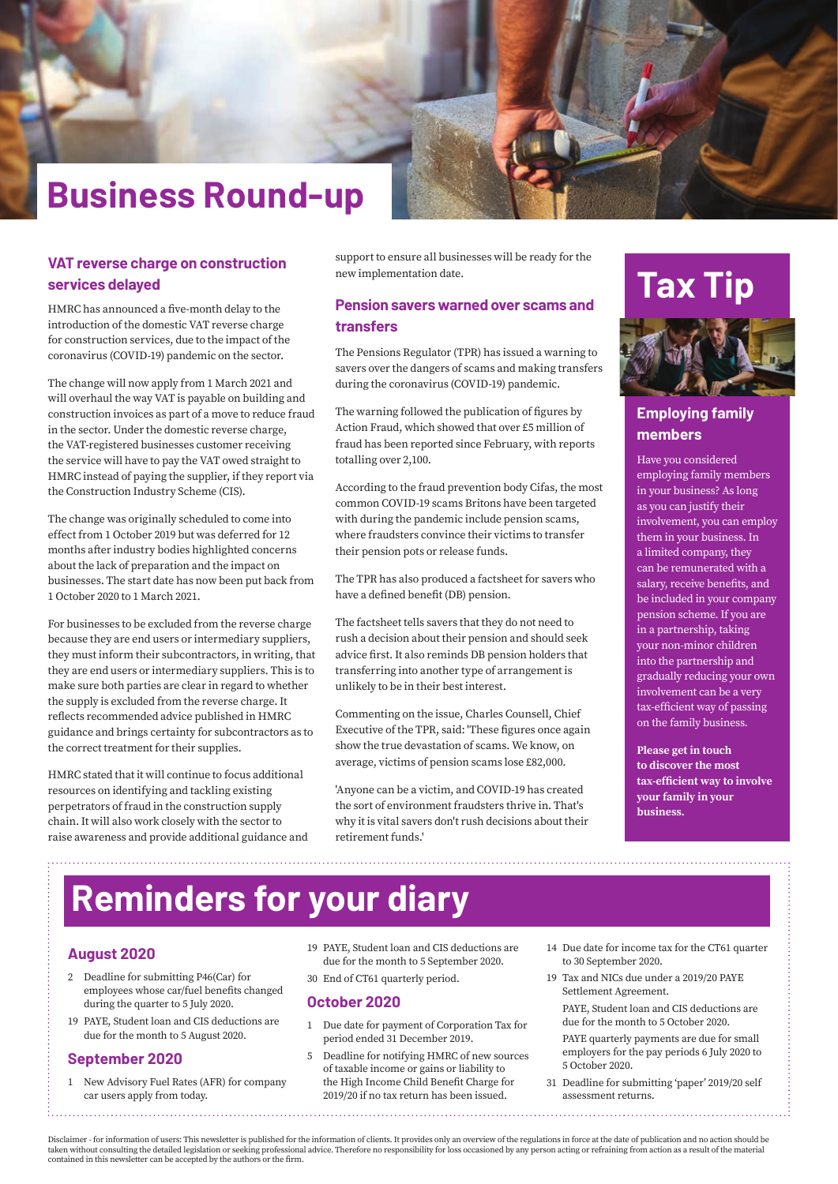# Business Round-up

## VAT reverse charge on construction services delayed

HMRC has announced a five-month delay to the introduction of the domestic VAT reverse charge for construction services, due to the impact of the coronavirus (COVID-19) pandemic on the sector.

The change will now apply from 1 March 2021 and will overhaul the way VAT is payable on building and construction invoices as part of a move to reduce fraud in the sector. Under the domestic reverse charge, the VAT-registered businesses customer receiving the service will have to pay the VAT owed straight to HMRC instead of paying the supplier, if they report via the Construction Industry Scheme (CIS).

The change was originally scheduled to come into effect from 1 October 2019 but was deferred for 12 months after industry bodies highlighted concerns about the lack of preparation and the impact on businesses. The start date has now been put back from 1 October 2020 to 1 March 2021.

For businesses to be excluded from the reverse charge because they are end users or intermediary suppliers, they must inform their subcontractors, in writing, that they are end users or intermediary suppliers. This is to make sure both parties are clear in regard to whether the supply is excluded from the reverse charge. It reflects recommended advice published in HMRC guidance and brings certainty for subcontractors as to the correct treatment for their supplies.

HMRC stated that it will continue to focus additional resources on identifying and tackling existing perpetrators of fraud in the construction supply chain. It will also work closely with the sector to raise awareness and provide additional guidance and support to ensure all businesses will be ready for the new implementation date.

## Pension savers warned over scams and transfers

The Pensions Regulator (TPR) has issued a warning to savers over the dangers of scams and making transfers during the coronavirus (COVID-19) pandemic.

The warning followed the publication of figures by Action Fraud, which showed that over £5 million of fraud has been reported since February, with reports totalling over 2,100.

According to the fraud prevention body Cifas, the most common COVID-19 scams Britons have been targeted with during the pandemic include pension scams, where fraudsters convince their victims to transfer their pension pots or release funds.

The TPR has also produced a factsheet for savers who have a defined benefit (DB) pension.

The factsheet tells savers that they do not need to rush a decision about their pension and should seek advice first. It also reminds DB pension holders that transferring into another type of arrangement is unlikely to be in their best interest.

Commenting on the issue, Charles Counsell, Chief Executive of the TPR, said: 'These figures once again show the true devastation of scams. We know, on average, victims of pension scams lose £82,000.

'Anyone can be a victim, and COVID-19 has created the sort of environment fraudsters thrive in. That's why it is vital savers don't rush decisions about their retirement funds.'

# Tax Tip

## Employing family members

Have you considered employing family members in your business? As long as you can justify their involvement, you can employ them in your business. In a limited company, they can be remunerated with a salary, receive benefits, and be included in your company pension scheme. If you are in a partnership, taking your non-minor children into the partnership and gradually reducing your own involvement can be a very tax-efficient way of passing on the family business.

**Please get in touch to discover the most tax-efficient way to involve your family in your business.**

# Reminders for your diary

## August 2020

- 2 Deadline for submitting P46(Car) for employees whose car/fuel benefits changed during the quarter to 5 July 2020.
- 19 PAYE, Student loan and CIS deductions are due for the month to 5 August 2020.

## September 2020

- 1 New Advisory Fuel Rates (AFR) for company car users apply from today.
- 19 PAYE, Student loan and CIS deductions are due for the month to 5 September 2020.
- 30 End of CT61 quarterly period.

## October 2020

- 1 Due date for payment of Corporation Tax for period ended 31 December 2019.
- 5 Deadline for notifying HMRC of new sources of taxable income or gains or liability to the High Income Child Benefit Charge for 2019/20 if no tax return has been issued.
- 14 Due date for income tax for the CT61 quarter to 30 September 2020.
- 19 Tax and NICs due under a 2019/20 PAYE Settlement Agreement.

  PAYE, Student loan and CIS deductions are due for the month to 5 October 2020.

  PAYE quarterly payments are due for small employers for the pay periods 6 July 2020 to 5 October 2020.
- 31 Deadline for submitting 'paper' 2019/20 self assessment returns.

Disclaimer - for information of users: This newsletter is published for the information of clients. It provides only an overview of the regulations in force at the date of publication and no action should be taken without consulting the detailed legislation or seeking professional advice. Therefore no responsibility for loss occasioned by any person acting or refraining from action as a result of the material contained in this newsletter can be accepted by the authors or the firm.